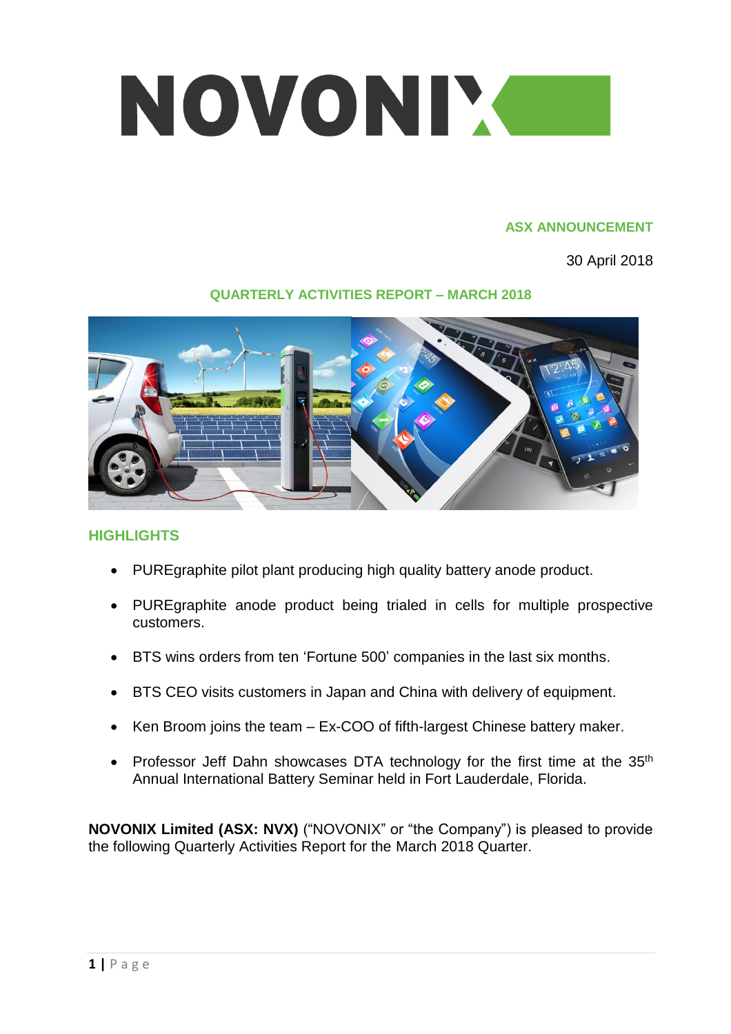# NOVONIX

**ASX ANNOUNCEMENT**

30 April 2018

## QUARTERLY ACTIVITIES REPORT – MARCH 2018

## HIGHLIGHTS

- PUREgraphite pilot plant producing high quality battery anode product.
- PUREgraphite anode product being trialed in cells for multiple prospective customers.
- BTS wins orders from ten 'Fortune 500' companies in the last six months.
- BTS CEO visits customers in Japan and China with delivery of equipment.
- Ken Broom joins the team – Ex-COO of fifth-largest Chinese battery maker.
- Professor Jeff Dahn showcases DTA technology for the first time at the 35th Annual International Battery Seminar held in Fort Lauderdale, Florida.

**NOVONIX Limited (ASX: NVX)** ("NOVONIX" or "the Company") is pleased to provide the following Quarterly Activities Report for the March 2018 Quarter.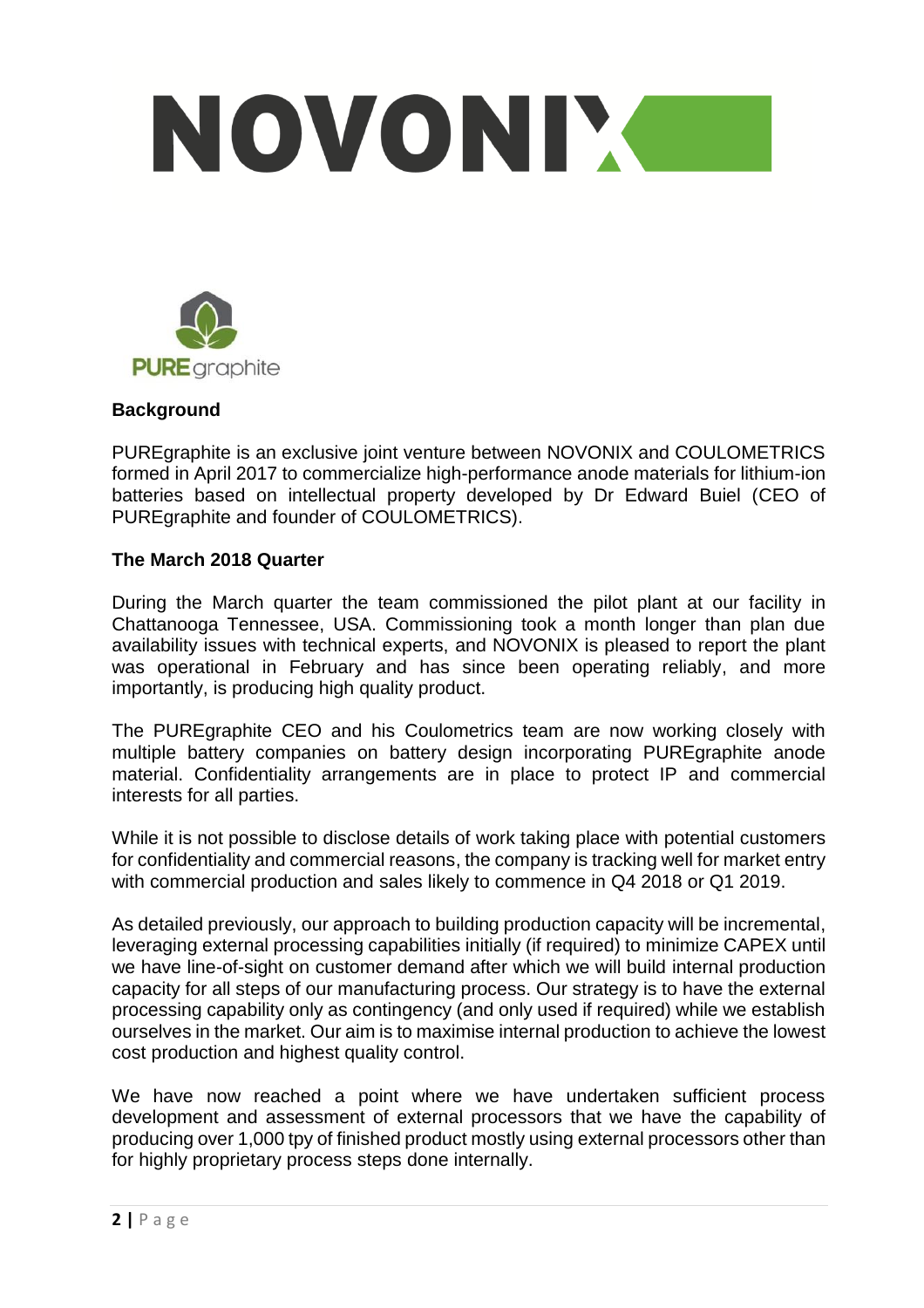# NOVONIX

PUREgraphite

## Background

PUREgraphite is an exclusive joint venture between NOVONIX and COULOMETRICS formed in April 2017 to commercialize high-performance anode materials for lithium-ion batteries based on intellectual property developed by Dr Edward Buiel (CEO of PUREgraphite and founder of COULOMETRICS).

## The March 2018 Quarter

During the March quarter the team commissioned the pilot plant at our facility in Chattanooga Tennessee, USA. Commissioning took a month longer than plan due availability issues with technical experts, and NOVONIX is pleased to report the plant was operational in February and has since been operating reliably, and more importantly, is producing high quality product.

The PUREgraphite CEO and his Coulometrics team are now working closely with multiple battery companies on battery design incorporating PUREgraphite anode material. Confidentiality arrangements are in place to protect IP and commercial interests for all parties.

While it is not possible to disclose details of work taking place with potential customers for confidentiality and commercial reasons, the company is tracking well for market entry with commercial production and sales likely to commence in Q4 2018 or Q1 2019.

As detailed previously, our approach to building production capacity will be incremental, leveraging external processing capabilities initially (if required) to minimize CAPEX until we have line-of-sight on customer demand after which we will build internal production capacity for all steps of our manufacturing process. Our strategy is to have the external processing capability only as contingency (and only used if required) while we establish ourselves in the market. Our aim is to maximise internal production to achieve the lowest cost production and highest quality control.

We have now reached a point where we have undertaken sufficient process development and assessment of external processors that we have the capability of producing over 1,000 tpy of finished product mostly using external processors other than for highly proprietary process steps done internally.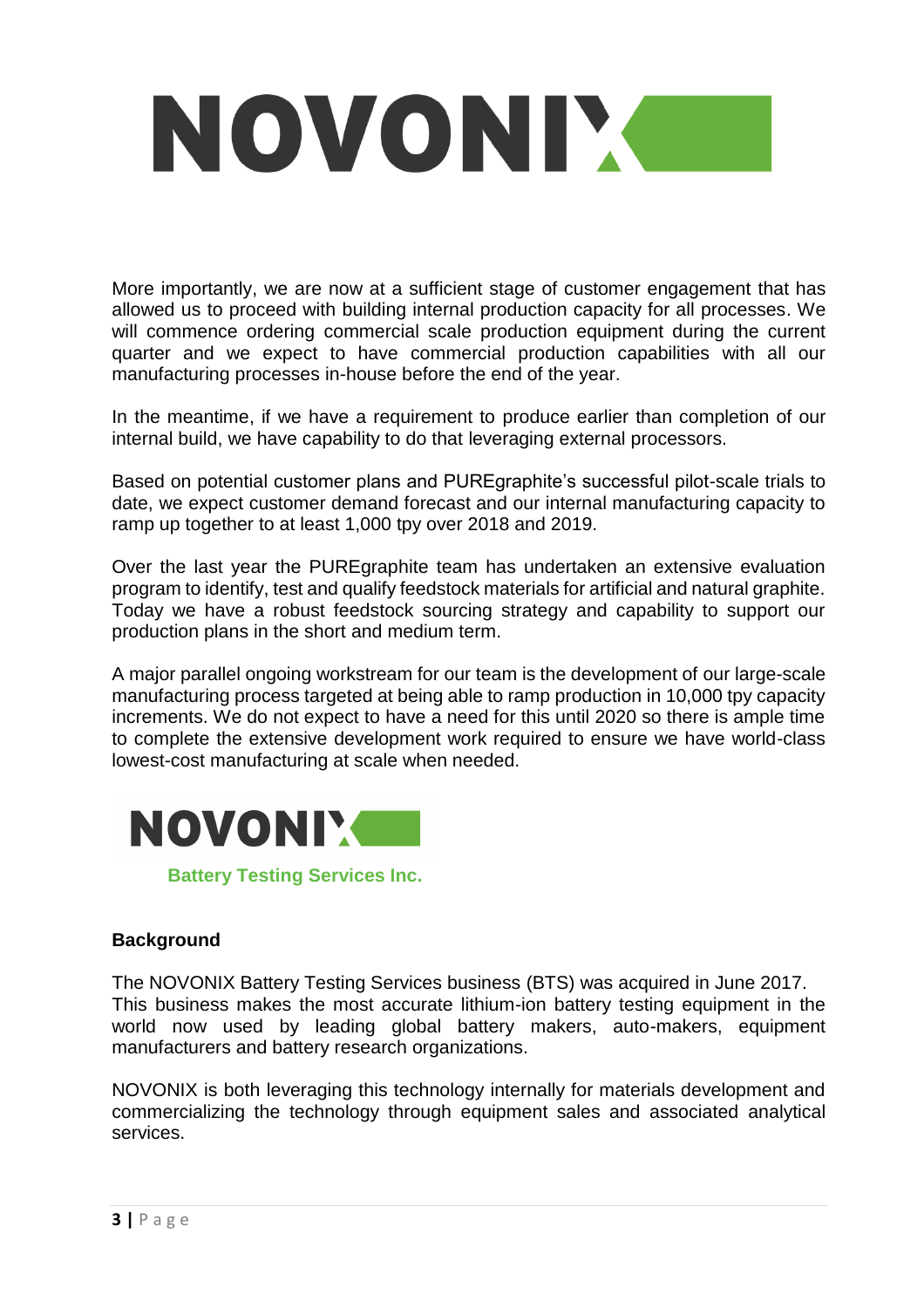More importantly, we are now at a sufficient stage of customer engagement that has allowed us to proceed with building internal production capacity for all processes. We will commence ordering commercial scale production equipment during the current quarter and we expect to have commercial production capabilities with all our manufacturing processes in-house before the end of the year.

In the meantime, if we have a requirement to produce earlier than completion of our internal build, we have capability to do that leveraging external processors.

Based on potential customer plans and PUREgraphite's successful pilot-scale trials to date, we expect customer demand forecast and our internal manufacturing capacity to ramp up together to at least 1,000 tpy over 2018 and 2019.

Over the last year the PUREgraphite team has undertaken an extensive evaluation program to identify, test and qualify feedstock materials for artificial and natural graphite. Today we have a robust feedstock sourcing strategy and capability to support our production plans in the short and medium term.

A major parallel ongoing workstream for our team is the development of our large-scale manufacturing process targeted at being able to ramp production in 10,000 tpy capacity increments. We do not expect to have a need for this until 2020 so there is ample time to complete the extensive development work required to ensure we have world-class lowest-cost manufacturing at scale when needed.

## NOVONIX Battery Testing Services Inc.

### Background

The NOVONIX Battery Testing Services business (BTS) was acquired in June 2017. This business makes the most accurate lithium-ion battery testing equipment in the world now used by leading global battery makers, auto-makers, equipment manufacturers and battery research organizations.

NOVONIX is both leveraging this technology internally for materials development and commercializing the technology through equipment sales and associated analytical services.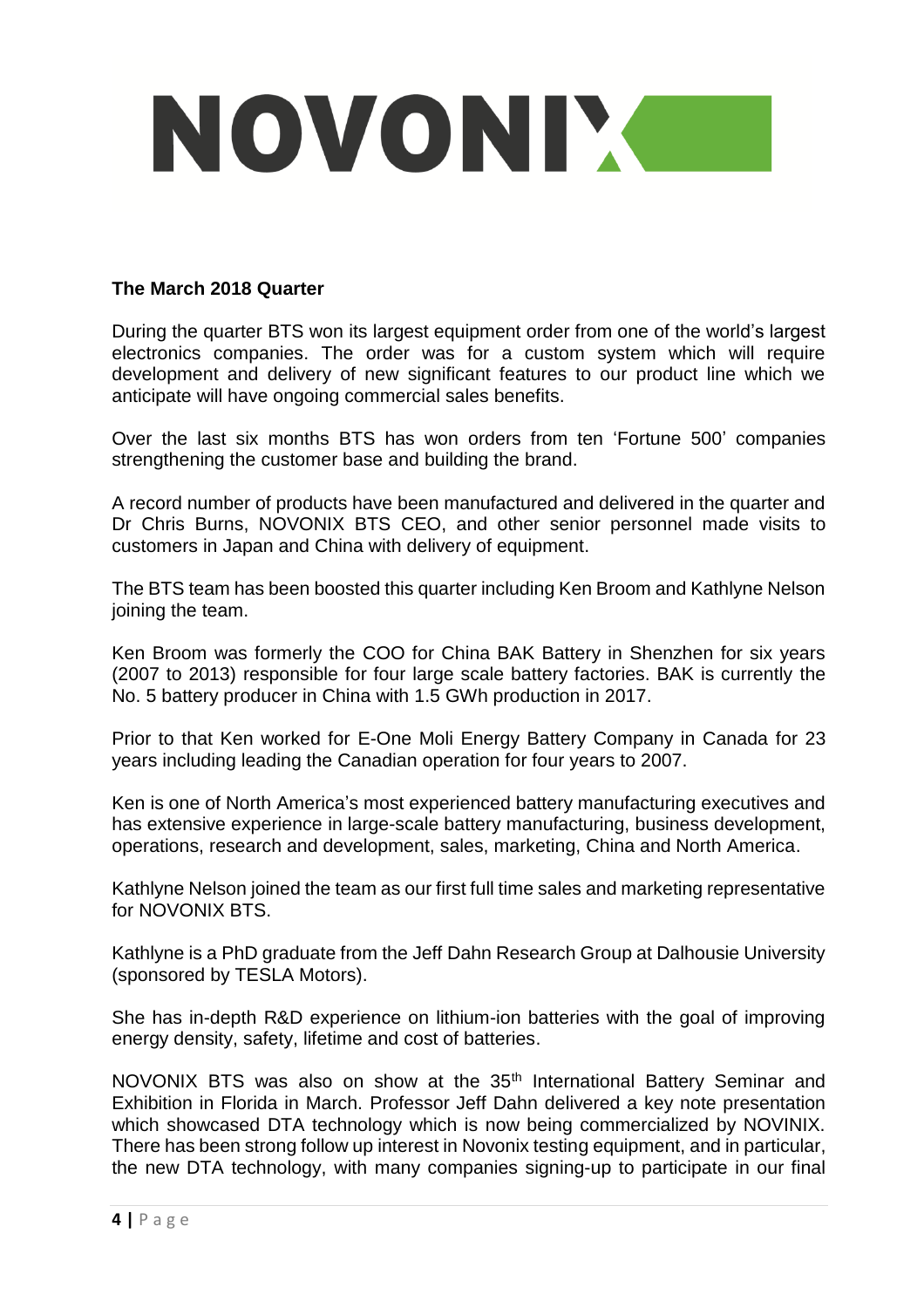**The March 2018 Quarter**

During the quarter BTS won its largest equipment order from one of the world's largest electronics companies. The order was for a custom system which will require development and delivery of new significant features to our product line which we anticipate will have ongoing commercial sales benefits.

Over the last six months BTS has won orders from ten 'Fortune 500' companies strengthening the customer base and building the brand.

A record number of products have been manufactured and delivered in the quarter and Dr Chris Burns, NOVONIX BTS CEO, and other senior personnel made visits to customers in Japan and China with delivery of equipment.

The BTS team has been boosted this quarter including Ken Broom and Kathlyne Nelson joining the team.

Ken Broom was formerly the COO for China BAK Battery in Shenzhen for six years (2007 to 2013) responsible for four large scale battery factories. BAK is currently the No. 5 battery producer in China with 1.5 GWh production in 2017.

Prior to that Ken worked for E-One Moli Energy Battery Company in Canada for 23 years including leading the Canadian operation for four years to 2007.

Ken is one of North America's most experienced battery manufacturing executives and has extensive experience in large-scale battery manufacturing, business development, operations, research and development, sales, marketing, China and North America.

Kathlyne Nelson joined the team as our first full time sales and marketing representative for NOVONIX BTS.

Kathlyne is a PhD graduate from the Jeff Dahn Research Group at Dalhousie University (sponsored by TESLA Motors).

She has in-depth R&D experience on lithium-ion batteries with the goal of improving energy density, safety, lifetime and cost of batteries.

NOVONIX BTS was also on show at the 35th International Battery Seminar and Exhibition in Florida in March. Professor Jeff Dahn delivered a key note presentation which showcased DTA technology which is now being commercialized by NOVINIX. There has been strong follow up interest in Novonix testing equipment, and in particular, the new DTA technology, with many companies signing-up to participate in our final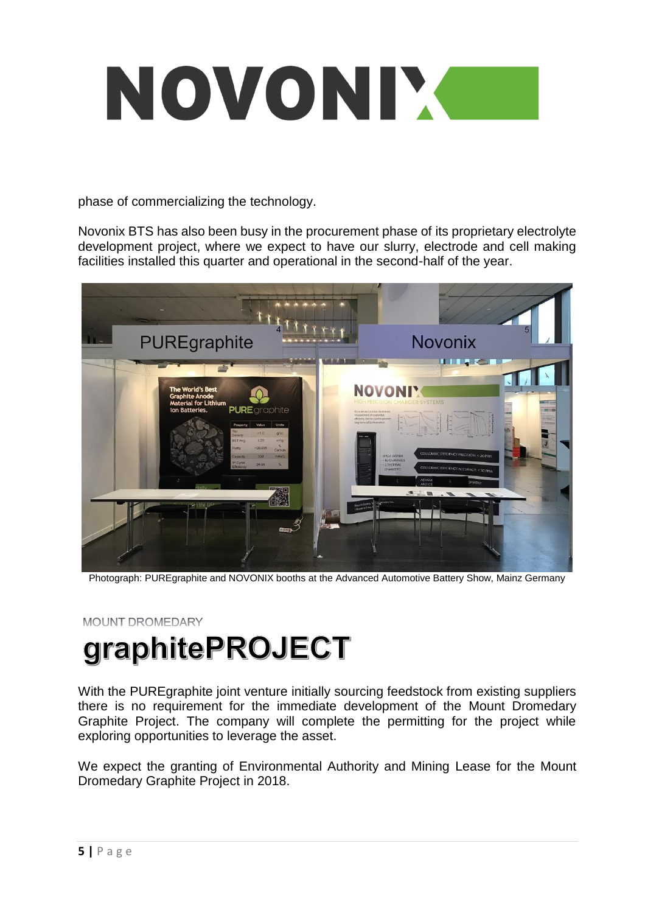phase of commercializing the technology.

Novonix BTS has also been busy in the procurement phase of its proprietary electrolyte development project, where we expect to have our slurry, electrode and cell making facilities installed this quarter and operational in the second-half of the year.

Photograph: PUREgraphite and NOVONIX booths at the Advanced Automotive Battery Show, Mainz Germany

MOUNT DROMEDARY

# graphitePROJECT

With the PUREgraphite joint venture initially sourcing feedstock from existing suppliers there is no requirement for the immediate development of the Mount Dromedary Graphite Project. The company will complete the permitting for the project while exploring opportunities to leverage the asset.

We expect the granting of Environmental Authority and Mining Lease for the Mount Dromedary Graphite Project in 2018.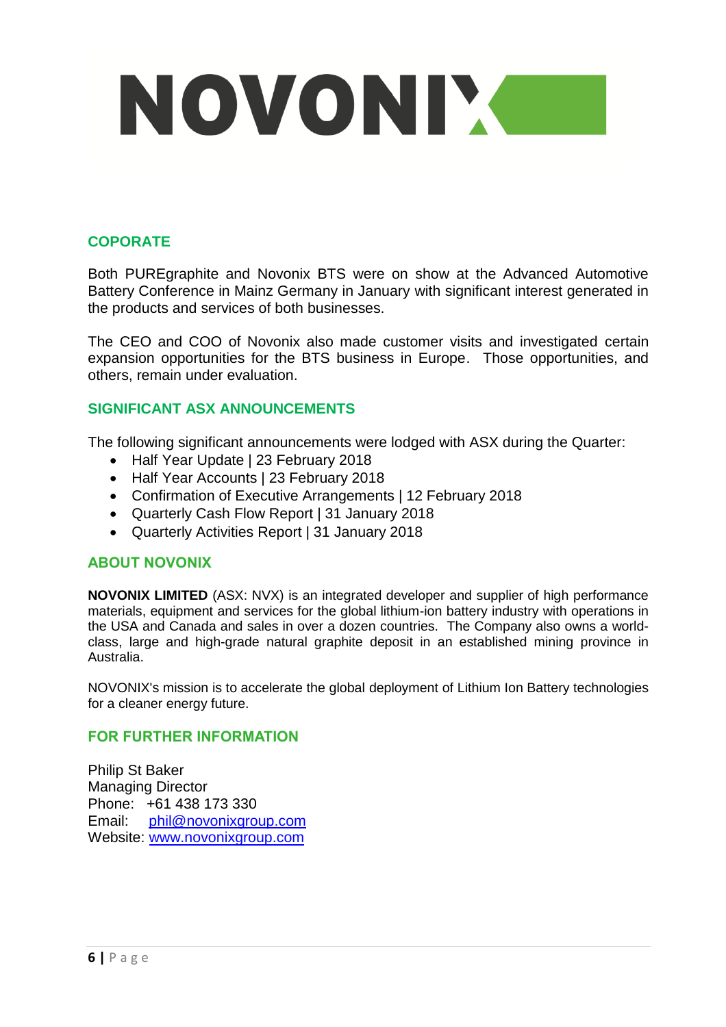## COPORATE

Both PUREgraphite and Novonix BTS were on show at the Advanced Automotive Battery Conference in Mainz Germany in January with significant interest generated in the products and services of both businesses.

The CEO and COO of Novonix also made customer visits and investigated certain expansion opportunities for the BTS business in Europe. Those opportunities, and others, remain under evaluation.

## SIGNIFICANT ASX ANNOUNCEMENTS

The following significant announcements were lodged with ASX during the Quarter:

- Half Year Update | 23 February 2018
- Half Year Accounts | 23 February 2018
- Confirmation of Executive Arrangements | 12 February 2018
- Quarterly Cash Flow Report | 31 January 2018
- Quarterly Activities Report | 31 January 2018

## ABOUT NOVONIX

**NOVONIX LIMITED** (ASX: NVX) is an integrated developer and supplier of high performance materials, equipment and services for the global lithium-ion battery industry with operations in the USA and Canada and sales in over a dozen countries. The Company also owns a world-class, large and high-grade natural graphite deposit in an established mining province in Australia.

NOVONIX's mission is to accelerate the global deployment of Lithium Ion Battery technologies for a cleaner energy future.

## FOR FURTHER INFORMATION

Philip St Baker
Managing Director
Phone: +61 438 173 330
Email: phil@novonixgroup.com
Website: www.novonixgroup.com